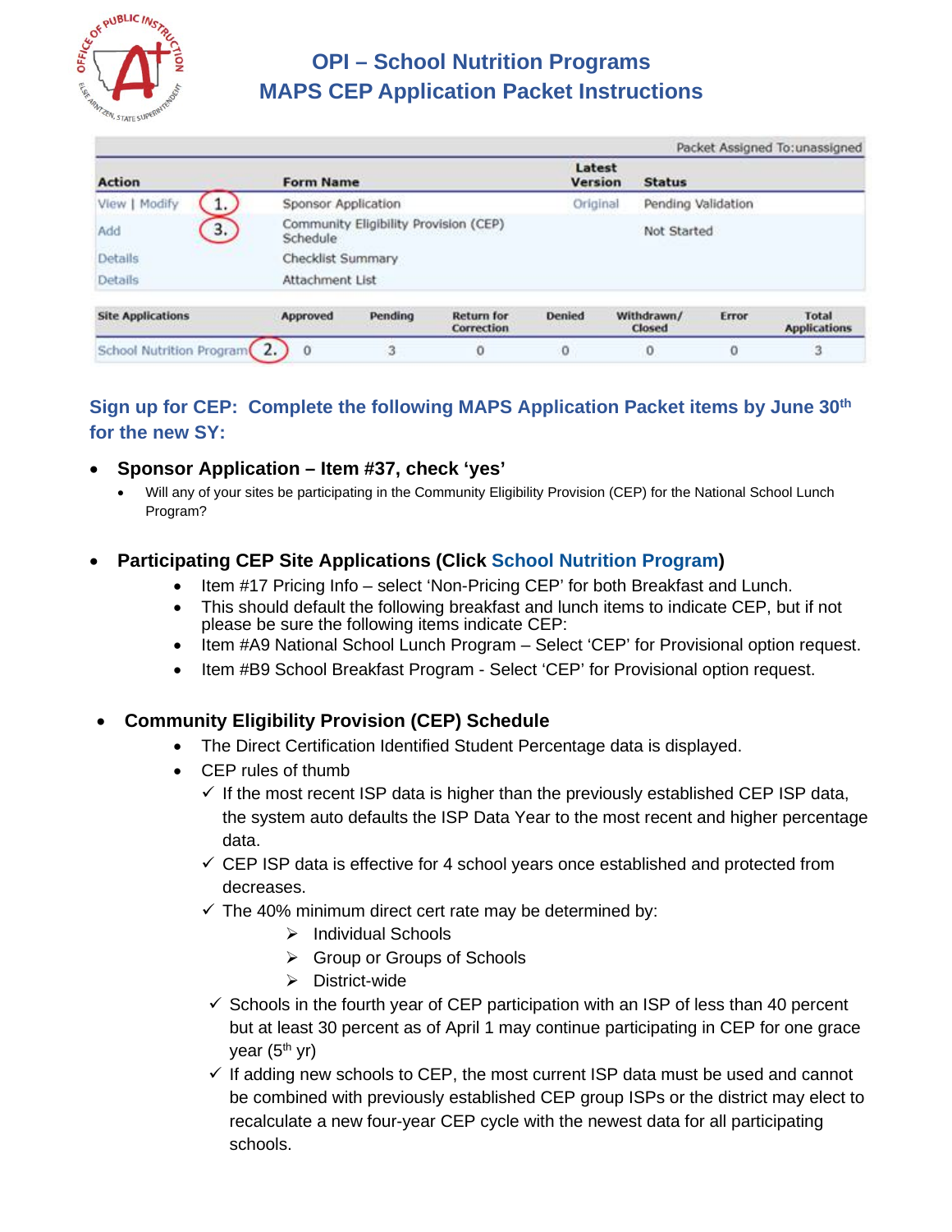# OPI – School Nutrition Programs
# MAPS CEP Application Packet Instructions

| | | | | Packet Assigned To:unassigned |
|---|---|---|---|---|
| **Action** | | **Form Name** | **Latest Version** | **Status** |
| View \| Modify | 1. | Sponsor Application | Original | Pending Validation |
| Add | 3. | Community Eligibility Provision (CEP) Schedule | | Not Started |
| Details | | Checklist Summary | | |
| Details | | Attachment List | | |

| Site Applications | Approved | Pending | Return for Correction | Denied | Withdrawn/ Closed | Error | Total Applications |
|---|---|---|---|---|---|---|---|
| School Nutrition Program (2.) | 0 | 3 | 0 | 0 | 0 | 0 | 3 |

**Sign up for CEP: Complete the following MAPS Application Packet items by June 30th for the new SY:**

- **Sponsor Application – Item #37, check 'yes'**
  - Will any of your sites be participating in the Community Eligibility Provision (CEP) for the National School Lunch Program?

- **Participating CEP Site Applications (Click School Nutrition Program)**
  - Item #17 Pricing Info – select 'Non-Pricing CEP' for both Breakfast and Lunch.
  - This should default the following breakfast and lunch items to indicate CEP, but if not please be sure the following items indicate CEP:
  - Item #A9 National School Lunch Program – Select 'CEP' for Provisional option request.
  - Item #B9 School Breakfast Program - Select 'CEP' for Provisional option request.

- **Community Eligibility Provision (CEP) Schedule**
  - The Direct Certification Identified Student Percentage data is displayed.
  - CEP rules of thumb
    - ✓ If the most recent ISP data is higher than the previously established CEP ISP data, the system auto defaults the ISP Data Year to the most recent and higher percentage data.
    - ✓ CEP ISP data is effective for 4 school years once established and protected from decreases.
    - ✓ The 40% minimum direct cert rate may be determined by:
      - ➢ Individual Schools
      - ➢ Group or Groups of Schools
      - ➢ District-wide
    - ✓ Schools in the fourth year of CEP participation with an ISP of less than 40 percent but at least 30 percent as of April 1 may continue participating in CEP for one grace year (5th yr)
    - ✓ If adding new schools to CEP, the most current ISP data must be used and cannot be combined with previously established CEP group ISPs or the district may elect to recalculate a new four-year CEP cycle with the newest data for all participating schools.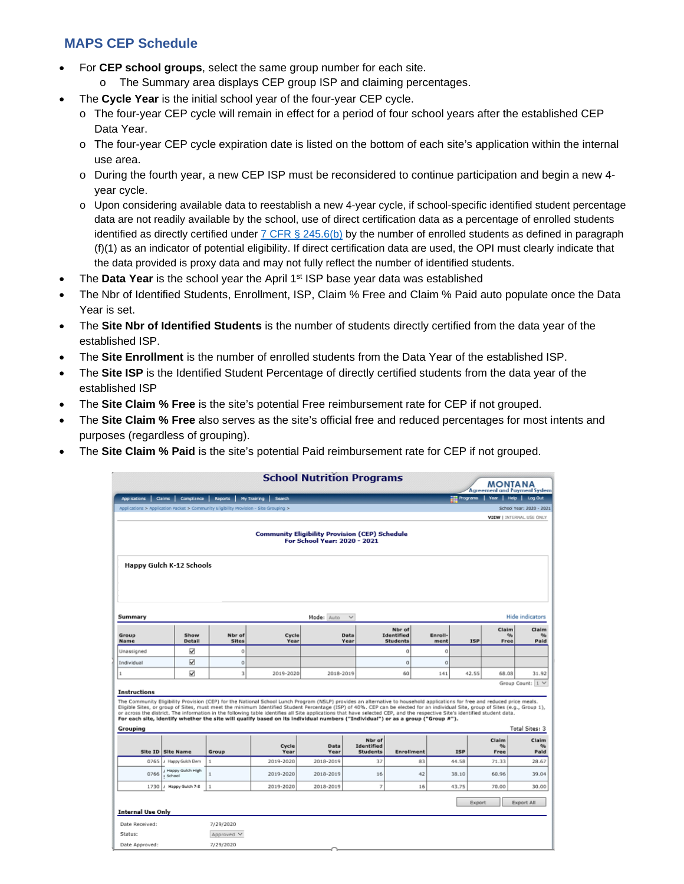## MAPS CEP Schedule

- For **CEP school groups**, select the same group number for each site.
  - The Summary area displays CEP group ISP and claiming percentages.
- The **Cycle Year** is the initial school year of the four-year CEP cycle.
  - The four-year CEP cycle will remain in effect for a period of four school years after the established CEP Data Year.
  - The four-year CEP cycle expiration date is listed on the bottom of each site's application within the internal use area.
  - During the fourth year, a new CEP ISP must be reconsidered to continue participation and begin a new 4-year cycle.
  - Upon considering available data to reestablish a new 4-year cycle, if school-specific identified student percentage data are not readily available by the school, use of direct certification data as a percentage of enrolled students identified as directly certified under [7 CFR § 245.6(b)] by the number of enrolled students as defined in paragraph (f)(1) as an indicator of potential eligibility. If direct certification data are used, the OPI must clearly indicate that the data provided is proxy data and may not fully reflect the number of identified students.
- The **Data Year** is the school year the April 1st ISP base year data was established
- The Nbr of Identified Students, Enrollment, ISP, Claim % Free and Claim % Paid auto populate once the Data Year is set.
- The **Site Nbr of Identified Students** is the number of students directly certified from the data year of the established ISP.
- The **Site Enrollment** is the number of enrolled students from the Data Year of the established ISP.
- The **Site ISP** is the Identified Student Percentage of directly certified students from the data year of the established ISP
- The **Site Claim % Free** is the site's potential Free reimbursement rate for CEP if not grouped.
- The **Site Claim % Free** also serves as the site's official free and reduced percentages for most intents and purposes (regardless of grouping).
- The **Site Claim % Paid** is the site's potential Paid reimbursement rate for CEP if not grouped.

School Nutrition Programs — MONTANA Agreement and Payment System

Applications > Application Packet > Community Eligibility Provision - Site Grouping > School Year: 2020 - 2021

VIEW | INTERNAL USE ONLY

**Community Eligibility Provision (CEP) Schedule**
**For School Year: 2020 - 2021**

**Happy Gulch K-12 Schools**

**Summary** — Mode: Auto — Hide indicators

| Group Name | Show Detail | Nbr of Sites | Cycle Year | Data Year | Nbr of Identified Students | Enroll-ment | ISP | Claim % Free | Claim % Paid |
|---|---|---|---|---|---|---|---|---|---|
| Unassigned | ☑ | 0 | | | 0 | 0 | | | |
| Individual | ☑ | 0 | | | 0 | 0 | | | |
| 1 | ☑ | 3 | 2019-2020 | 2018-2019 | 60 | 141 | 42.55 | 68.08 | 31.92 |

Group Count: 1

**Instructions**

The Community Eligibility Provision (CEP) for the National School Lunch Program (NSLP) provides an alternative to household applications for free and reduced price meals. Eligible Sites, or group of Sites, must meet the minimum Identified Student Percentage (ISP) of 40%. CEP can be elected for an individual Site, group of Sites (e.g., Group 1), or across the district. The information in the following table identifies all Site applications that have selected CEP, and the respective Site's identified student data.
**For each site, identify whether the site will qualify based on its individual numbers ("Individual") or as a group ("Group #").**

**Grouping** — Total Sites: 3

| Site ID | Site Name | Group | Cycle Year | Data Year | Nbr of Identified Students | Enrollment | ISP | Claim % Free | Claim % Paid |
|---|---|---|---|---|---|---|---|---|---|
| 0765 | Happy Gulch Elem | 1 | 2019-2020 | 2018-2019 | 37 | 83 | 44.58 | 71.33 | 28.67 |
| 0766 | Happy Gulch High School | 1 | 2019-2020 | 2018-2019 | 16 | 42 | 38.10 | 60.96 | 39.04 |
| 1730 | Happy Gulch 7-8 | 1 | 2019-2020 | 2018-2019 | 7 | 16 | 43.75 | 70.00 | 30.00 |

Export | Export All

**Internal Use Only**

Date Received: 7/29/2020
Status: Approved
Date Approved: 7/29/2020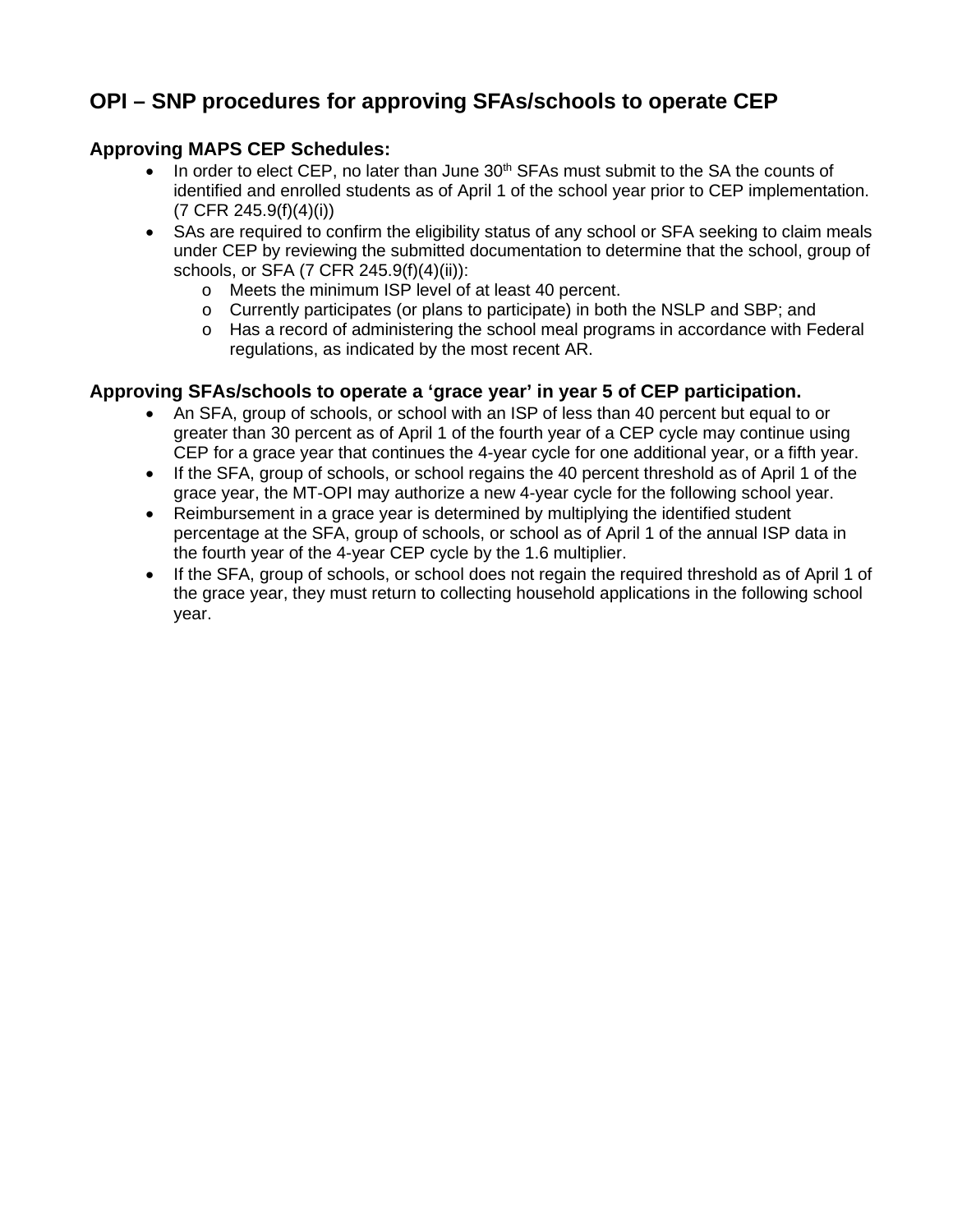## OPI – SNP procedures for approving SFAs/schools to operate CEP

### Approving MAPS CEP Schedules:

- In order to elect CEP, no later than June 30th SFAs must submit to the SA the counts of identified and enrolled students as of April 1 of the school year prior to CEP implementation. (7 CFR 245.9(f)(4)(i))
- SAs are required to confirm the eligibility status of any school or SFA seeking to claim meals under CEP by reviewing the submitted documentation to determine that the school, group of schools, or SFA (7 CFR 245.9(f)(4)(ii)):
  - Meets the minimum ISP level of at least 40 percent.
  - Currently participates (or plans to participate) in both the NSLP and SBP; and
  - Has a record of administering the school meal programs in accordance with Federal regulations, as indicated by the most recent AR.

### Approving SFAs/schools to operate a 'grace year' in year 5 of CEP participation.

- An SFA, group of schools, or school with an ISP of less than 40 percent but equal to or greater than 30 percent as of April 1 of the fourth year of a CEP cycle may continue using CEP for a grace year that continues the 4-year cycle for one additional year, or a fifth year.
- If the SFA, group of schools, or school regains the 40 percent threshold as of April 1 of the grace year, the MT-OPI may authorize a new 4-year cycle for the following school year.
- Reimbursement in a grace year is determined by multiplying the identified student percentage at the SFA, group of schools, or school as of April 1 of the annual ISP data in the fourth year of the 4-year CEP cycle by the 1.6 multiplier.
- If the SFA, group of schools, or school does not regain the required threshold as of April 1 of the grace year, they must return to collecting household applications in the following school year.